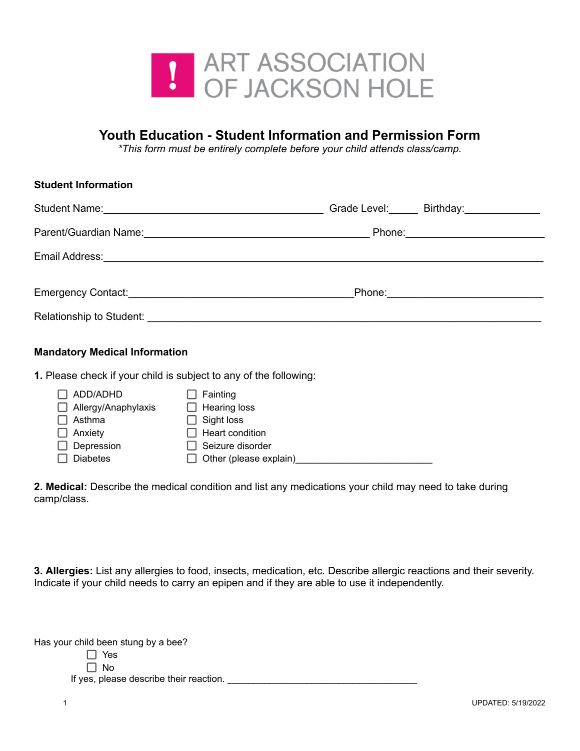ART ASSOCIATION OF JACKSON HOLE

# Youth Education - Student Information and Permission Form

*\*This form must be entirely complete before your child attends class/camp.*

## Student Information

Student Name:_______________________________________ Grade Level:_____ Birthday:_____________

Parent/Guardian Name:________________________________________ Phone:________________________

Email Address:_______________________________________________________________________________

Emergency Contact:________________________________________Phone:_________________________

Relationship to Student: ______________________________________________________________________

## Mandatory Medical Information

**1.** Please check if your child is subject to any of the following:

- ☐ ADD/ADHD
- ☐ Allergy/Anaphylaxis
- ☐ Asthma
- ☐ Anxiety
- ☐ Depression
- ☐ Diabetes
- ☐ Fainting
- ☐ Hearing loss
- ☐ Sight loss
- ☐ Heart condition
- ☐ Seizure disorder
- ☐ Other (please explain)_________________________

**2. Medical:** Describe the medical condition and list any medications your child may need to take during camp/class.

**3. Allergies:** List any allergies to food, insects, medication, etc. Describe allergic reactions and their severity. Indicate if your child needs to carry an epipen and if they are able to use it independently.

Has your child been stung by a bee?

- ☐ Yes
- ☐ No

If yes, please describe their reaction. ____________________________________

UPDATED: 5/19/2022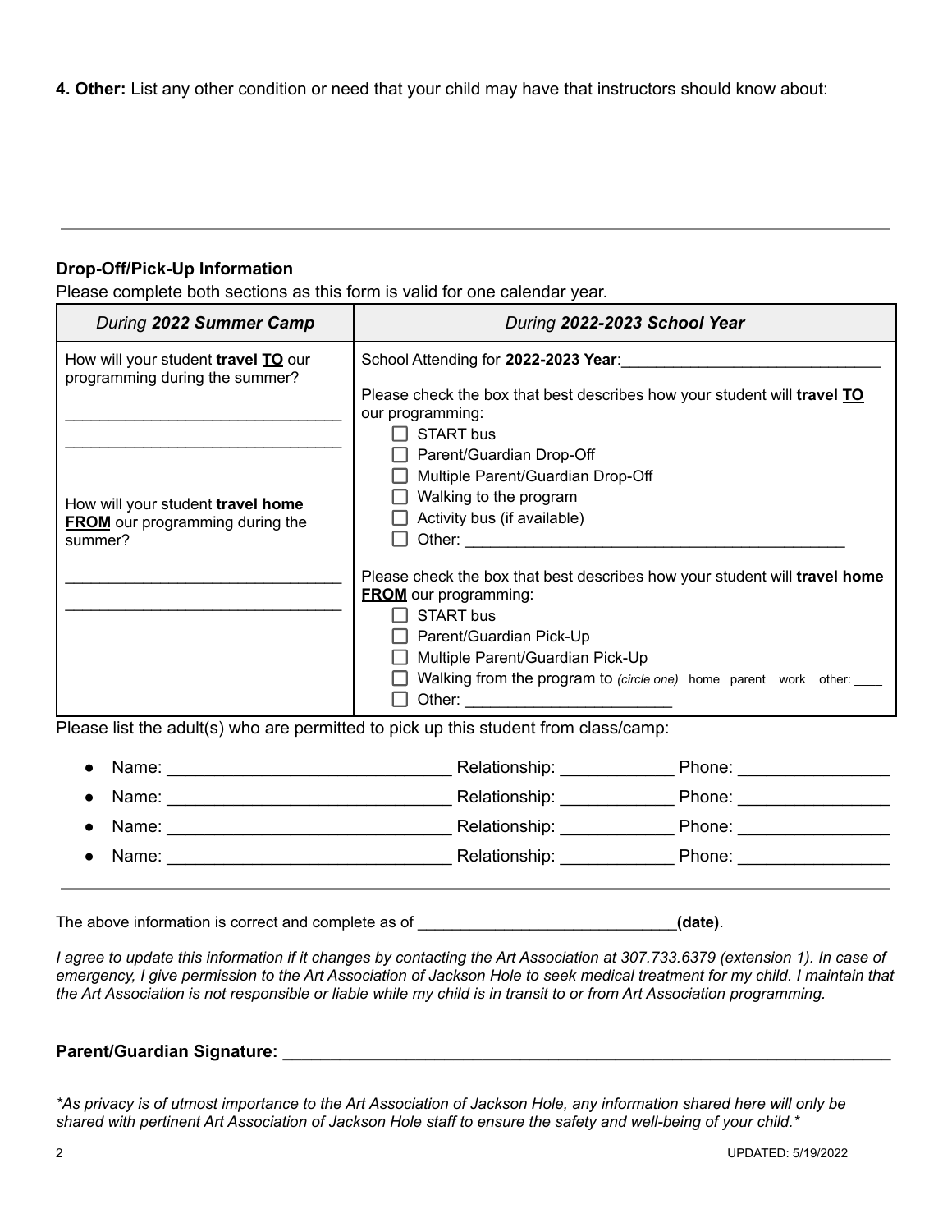**4. Other:** List any other condition or need that your child may have that instructors should know about:

---

**Drop-Off/Pick-Up Information**

Please complete both sections as this form is valid for one calendar year.

| *During **2022 Summer Camp*** | *During **2022-2023 School Year*** |
|---|---|
| How will your student **travel <u>TO</u>** our programming during the summer?<br><br>\_\_\_\_\_\_\_\_\_\_\_\_\_\_\_\_\_\_\_\_\_\_\_\_\_\_\_\_\_\_\_\_<br>\_\_\_\_\_\_\_\_\_\_\_\_\_\_\_\_\_\_\_\_\_\_\_\_\_\_\_\_\_\_\_\_<br><br>How will your student **travel home <u>FROM</u>** our programming during the summer?<br><br>\_\_\_\_\_\_\_\_\_\_\_\_\_\_\_\_\_\_\_\_\_\_\_\_\_\_\_\_\_\_\_\_<br>\_\_\_\_\_\_\_\_\_\_\_\_\_\_\_\_\_\_\_\_\_\_\_\_\_\_\_\_\_\_\_\_ | School Attending for **2022-2023 Year**:\_\_\_\_\_\_\_\_\_\_\_\_\_\_\_\_\_\_\_\_\_\_\_\_\_\_\_\_\_\_<br><br>Please check the box that best describes how your student will **travel <u>TO</u>** our programming:<br>☐ START bus<br>☐ Parent/Guardian Drop-Off<br>☐ Multiple Parent/Guardian Drop-Off<br>☐ Walking to the program<br>☐ Activity bus (if available)<br>☐ Other: \_\_\_\_\_\_\_\_\_\_\_\_\_\_\_\_\_\_\_\_\_\_\_\_\_\_\_\_\_\_\_\_\_\_\_\_\_\_\_\_\_\_\_\_<br><br>Please check the box that best describes how your student will **travel home <u>FROM</u>** our programming:<br>☐ START bus<br>☐ Parent/Guardian Pick-Up<br>☐ Multiple Parent/Guardian Pick-Up<br>☐ Walking from the program to *(circle one)* home parent work other: \_\_\_\_<br>☐ Other: \_\_\_\_\_\_\_\_\_\_\_\_\_\_\_\_\_\_\_\_\_\_\_ |

Please list the adult(s) who are permitted to pick up this student from class/camp:

- Name: \_\_\_\_\_\_\_\_\_\_\_\_\_\_\_\_\_\_\_\_\_\_\_\_\_\_\_\_\_\_ Relationship: \_\_\_\_\_\_\_\_\_\_\_\_ Phone: \_\_\_\_\_\_\_\_\_\_\_\_\_\_\_\_
- Name: \_\_\_\_\_\_\_\_\_\_\_\_\_\_\_\_\_\_\_\_\_\_\_\_\_\_\_\_\_\_ Relationship: \_\_\_\_\_\_\_\_\_\_\_\_ Phone: \_\_\_\_\_\_\_\_\_\_\_\_\_\_\_\_
- Name: \_\_\_\_\_\_\_\_\_\_\_\_\_\_\_\_\_\_\_\_\_\_\_\_\_\_\_\_\_\_ Relationship: \_\_\_\_\_\_\_\_\_\_\_\_ Phone: \_\_\_\_\_\_\_\_\_\_\_\_\_\_\_\_
- Name: \_\_\_\_\_\_\_\_\_\_\_\_\_\_\_\_\_\_\_\_\_\_\_\_\_\_\_\_\_\_ Relationship: \_\_\_\_\_\_\_\_\_\_\_\_ Phone: \_\_\_\_\_\_\_\_\_\_\_\_\_\_\_\_

---

The above information is correct and complete as of \_\_\_\_\_\_\_\_\_\_\_\_\_\_\_\_\_\_\_\_\_\_\_\_\_\_\_\_\_\_**(date)**.

*I agree to update this information if it changes by contacting the Art Association at 307.733.6379 (extension 1). In case of emergency, I give permission to the Art Association of Jackson Hole to seek medical treatment for my child. I maintain that the Art Association is not responsible or liable while my child is in transit to or from Art Association programming.*

**Parent/Guardian Signature: \_\_\_\_\_\_\_\_\_\_\_\_\_\_\_\_\_\_\_\_\_\_\_\_\_\_\_\_\_\_\_\_\_\_\_\_\_\_\_\_\_\_\_\_\_\_\_\_\_\_\_\_\_\_\_\_\_\_\_\_\_\_\_\_**

*\*As privacy is of utmost importance to the Art Association of Jackson Hole, any information shared here will only be shared with pertinent Art Association of Jackson Hole staff to ensure the safety and well-being of your child.\**

UPDATED: 5/19/2022